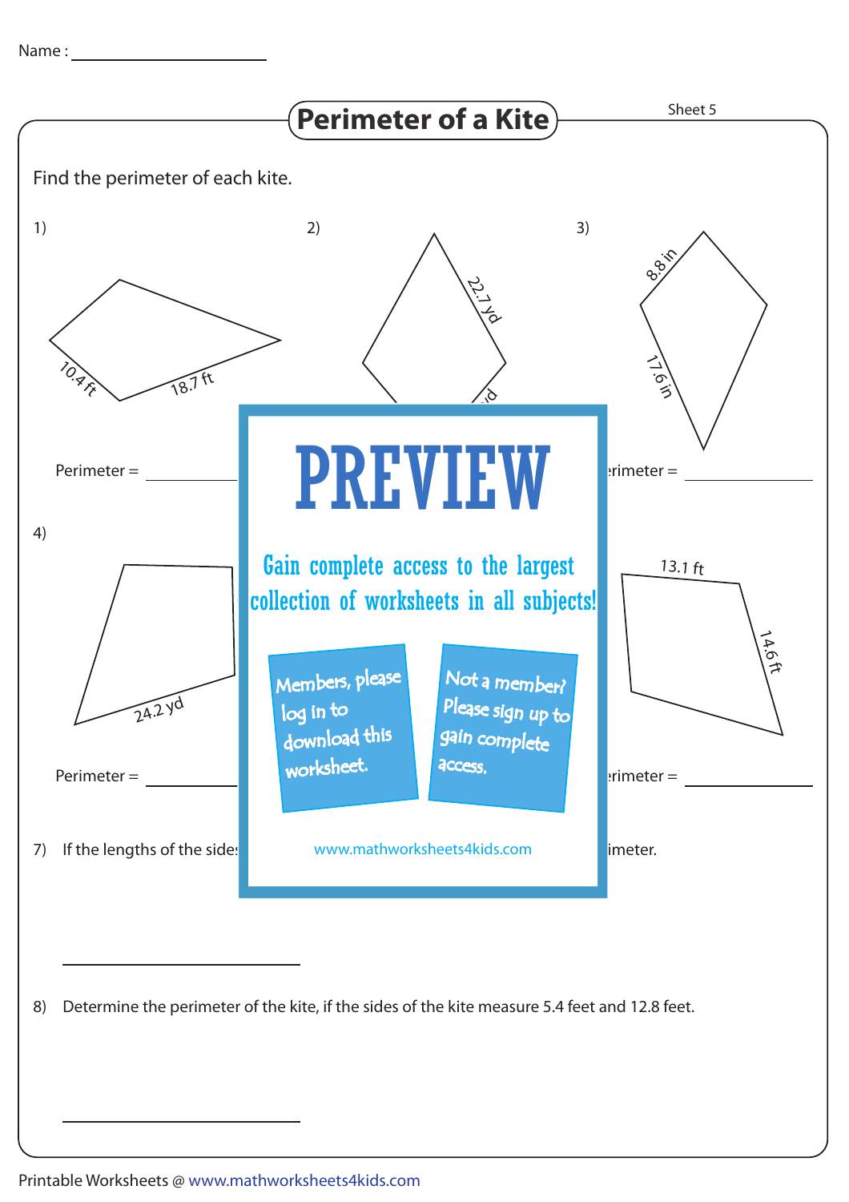Name : ____________________

# Perimeter of a Kite

Sheet 5

Find the perimeter of each kite.

1)

10.4 ft

18.7 ft

Perimeter = ____________

2)

22.7 yd

3)

8.8 in

17.6 in

4)

24.2 yd

Perimeter = ____________

13.1 ft

14.6 ft

# PREVIEW

Gain complete access to the largest collection of worksheets in all subjects!

Members, please log in to download this worksheet.

Not a member? Please sign up to gain complete access.

www.mathworksheets4kids.com

7) If the lengths of the sides ... imeter.

____________________

8) Determine the perimeter of the kite, if the sides of the kite measure 5.4 feet and 12.8 feet.

____________________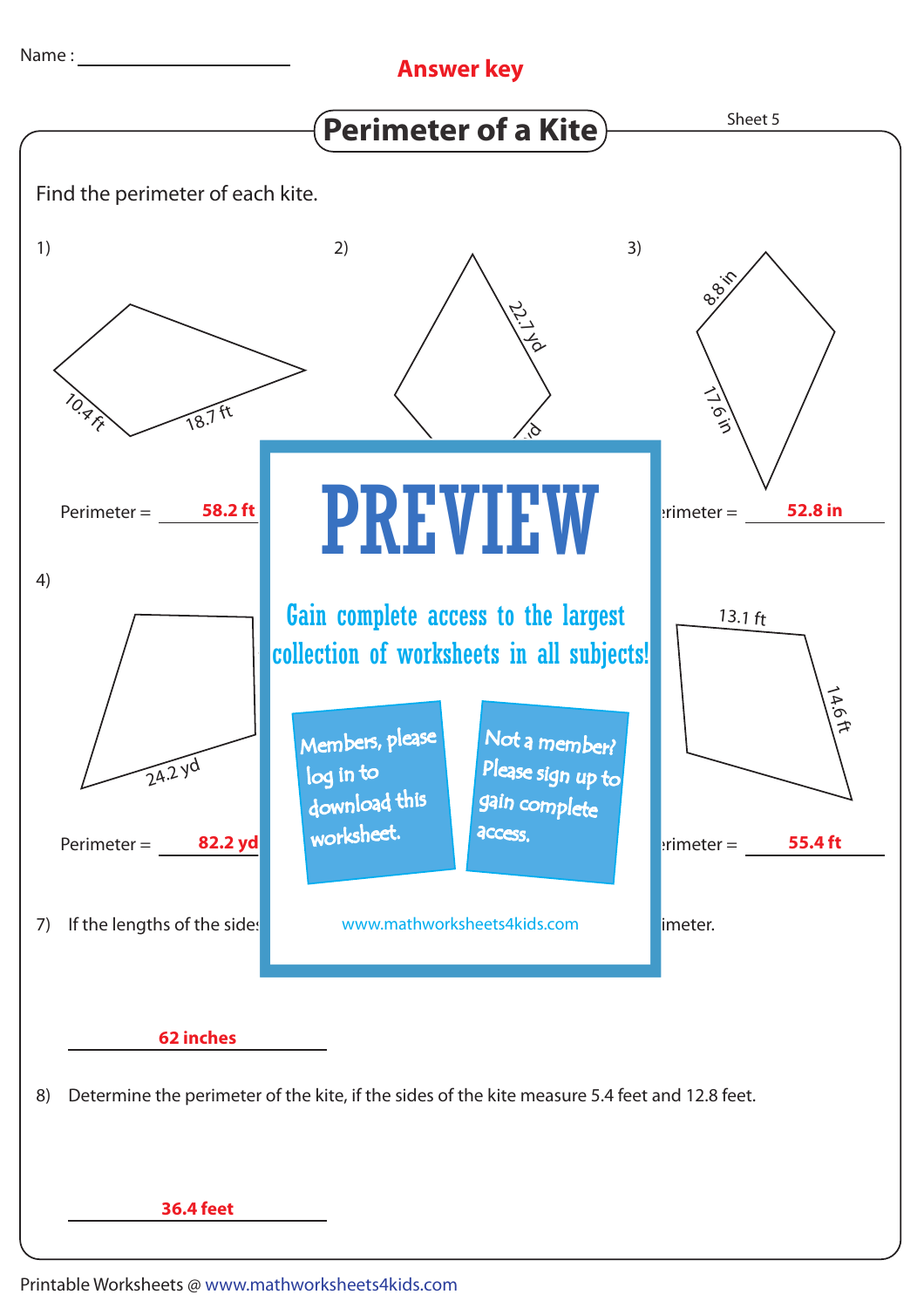Name : ____________________

**Answer key**

# Perimeter of a Kite

Sheet 5

Find the perimeter of each kite.

1)

10.4 ft

18.7 ft

Perimeter = **58.2 ft**

2)

22.7 yd

3)

8.8 in

17.6 in

Perimeter = **52.8 in**

4)

24.2 yd

Perimeter = **82.2 yd**

13.1 ft

14.6 ft

Perimeter = **55.4 ft**

# PREVIEW

Gain complete access to the largest collection of worksheets in all subjects!

Members, please log in to download this worksheet.

Not a member? Please sign up to gain complete access.

www.mathworksheets4kids.com

7) If the lengths of the sides ... imeter.

**62 inches**

8) Determine the perimeter of the kite, if the sides of the kite measure 5.4 feet and 12.8 feet.

**36.4 feet**

Printable Worksheets @ www.mathworksheets4kids.com